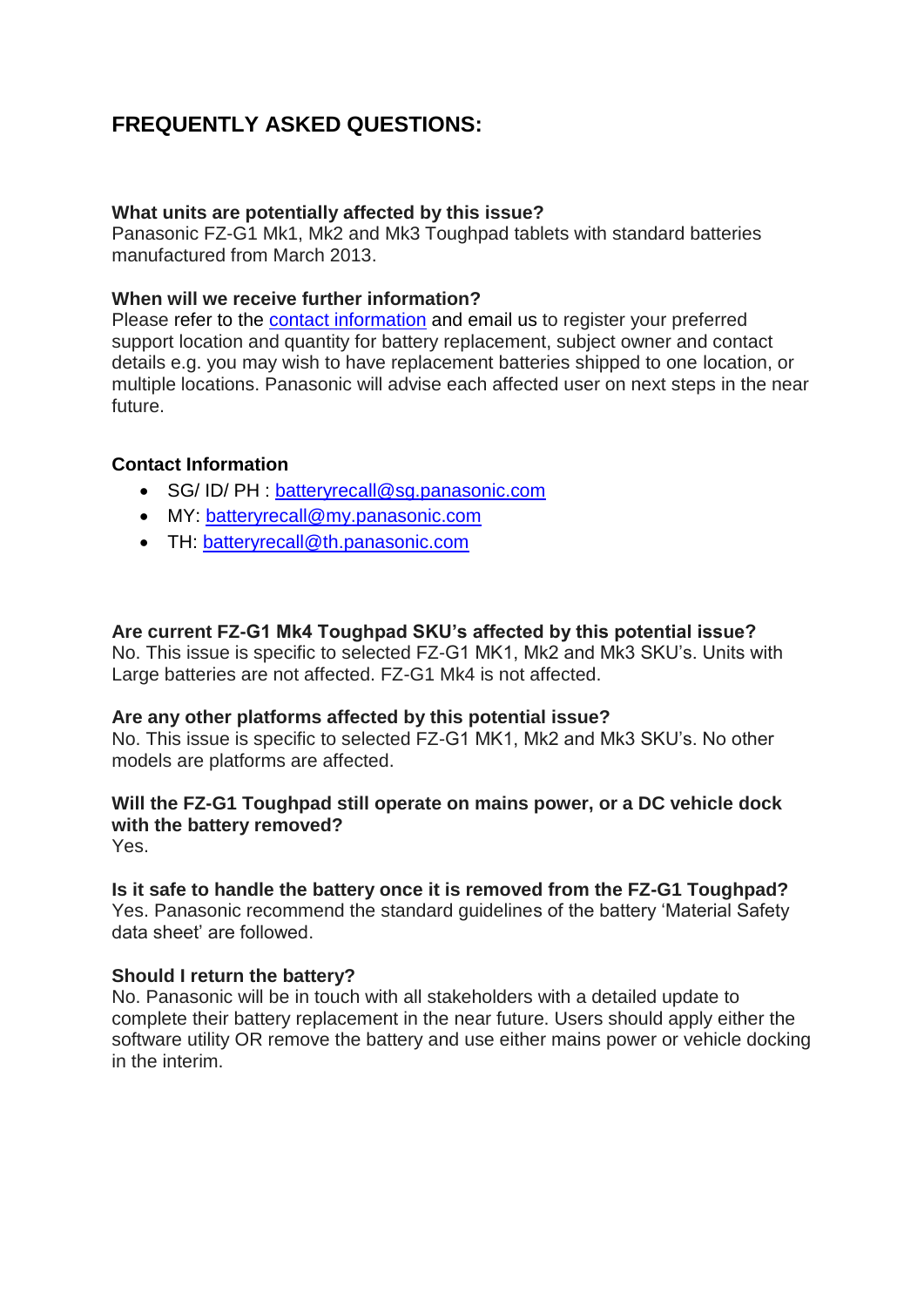# FREQUENTLY ASKED QUESTIONS:

**What units are potentially affected by this issue?**
Panasonic FZ-G1 Mk1, Mk2 and Mk3 Toughpad tablets with standard batteries manufactured from March 2013.

**When will we receive further information?**
Please refer to the contact information and email us to register your preferred support location and quantity for battery replacement, subject owner and contact details e.g. you may wish to have replacement batteries shipped to one location, or multiple locations. Panasonic will advise each affected user on next steps in the near future.

**Contact Information**

- SG/ ID/ PH : batteryrecall@sg.panasonic.com
- MY: batteryrecall@my.panasonic.com
- TH: batteryrecall@th.panasonic.com

**Are current FZ-G1 Mk4 Toughpad SKU's affected by this potential issue?**
No. This issue is specific to selected FZ-G1 MK1, Mk2 and Mk3 SKU's. Units with Large batteries are not affected. FZ-G1 Mk4 is not affected.

**Are any other platforms affected by this potential issue?**
No. This issue is specific to selected FZ-G1 MK1, Mk2 and Mk3 SKU's. No other models are platforms are affected.

**Will the FZ-G1 Toughpad still operate on mains power, or a DC vehicle dock with the battery removed?**
Yes.

**Is it safe to handle the battery once it is removed from the FZ-G1 Toughpad?**
Yes. Panasonic recommend the standard guidelines of the battery 'Material Safety data sheet' are followed.

**Should I return the battery?**
No. Panasonic will be in touch with all stakeholders with a detailed update to complete their battery replacement in the near future. Users should apply either the software utility OR remove the battery and use either mains power or vehicle docking in the interim.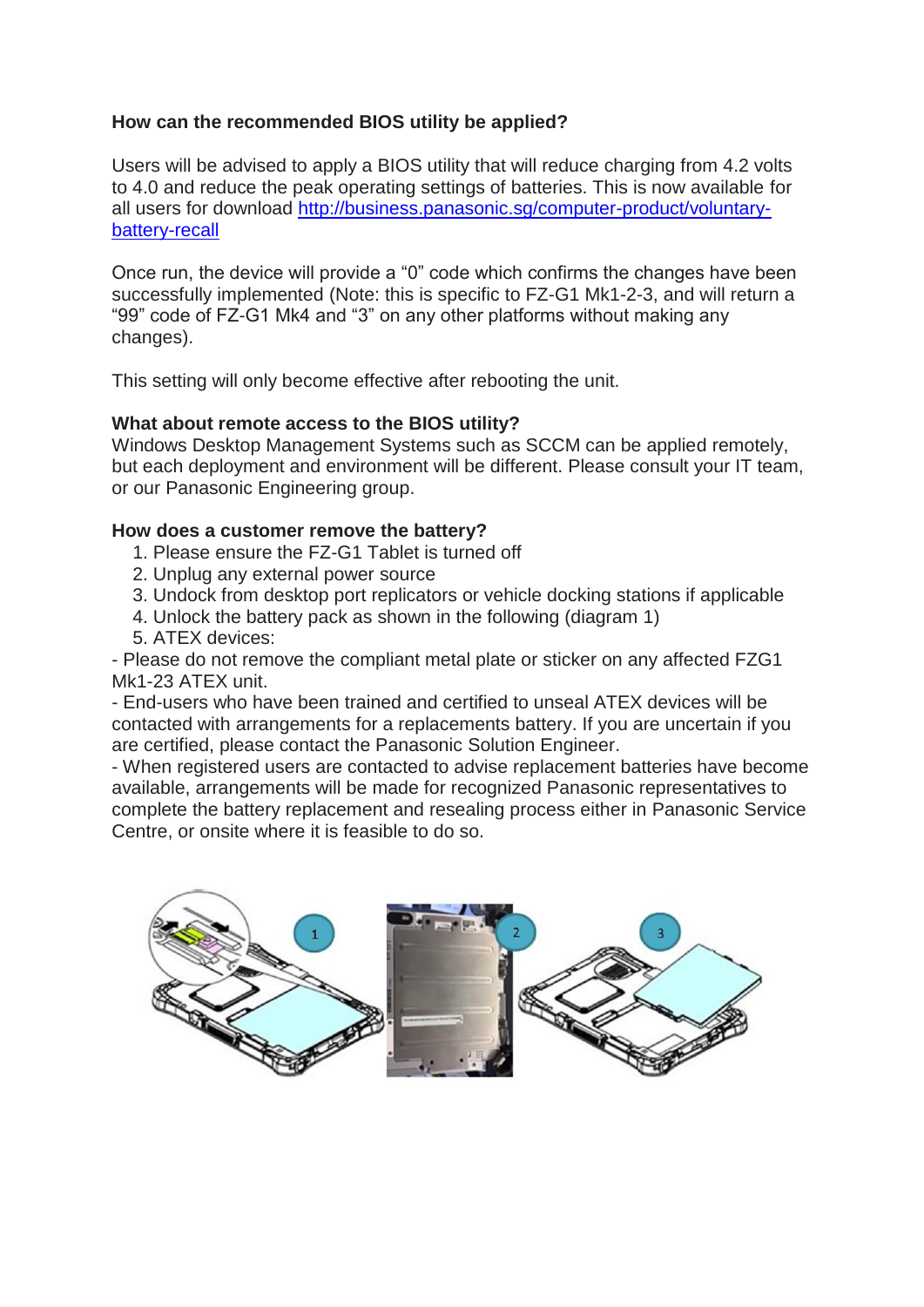**How can the recommended BIOS utility be applied?**

Users will be advised to apply a BIOS utility that will reduce charging from 4.2 volts to 4.0 and reduce the peak operating settings of batteries. This is now available for all users for download http://business.panasonic.sg/computer-product/voluntary-battery-recall

Once run, the device will provide a “0” code which confirms the changes have been successfully implemented (Note: this is specific to FZ-G1 Mk1-2-3, and will return a “99” code of FZ-G1 Mk4 and “3” on any other platforms without making any changes).

This setting will only become effective after rebooting the unit.

**What about remote access to the BIOS utility?**

Windows Desktop Management Systems such as SCCM can be applied remotely, but each deployment and environment will be different. Please consult your IT team, or our Panasonic Engineering group.

**How does a customer remove the battery?**

1. Please ensure the FZ-G1 Tablet is turned off
2. Unplug any external power source
3. Undock from desktop port replicators or vehicle docking stations if applicable
4. Unlock the battery pack as shown in the following (diagram 1)
5. ATEX devices:

- Please do not remove the compliant metal plate or sticker on any affected FZG1 Mk1-23 ATEX unit.
- End-users who have been trained and certified to unseal ATEX devices will be contacted with arrangements for a replacements battery. If you are uncertain if you are certified, please contact the Panasonic Solution Engineer.
- When registered users are contacted to advise replacement batteries have become available, arrangements will be made for recognized Panasonic representatives to complete the battery replacement and resealing process either in Panasonic Service Centre, or onsite where it is feasible to do so.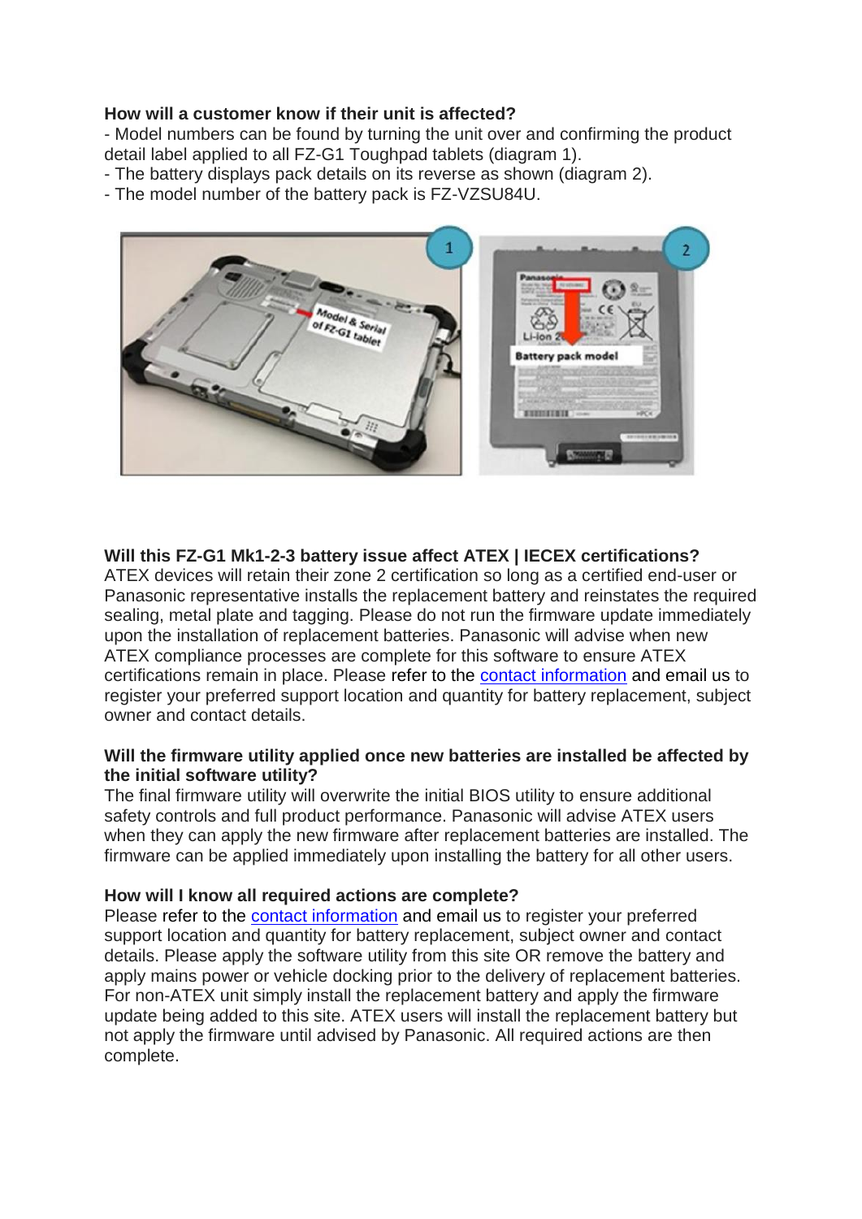**How will a customer know if their unit is affected?**

- Model numbers can be found by turning the unit over and confirming the product detail label applied to all FZ-G1 Toughpad tablets (diagram 1).
- The battery displays pack details on its reverse as shown (diagram 2).
- The model number of the battery pack is FZ-VZSU84U.

**Will this FZ-G1 Mk1-2-3 battery issue affect ATEX | IECEX certifications?**

ATEX devices will retain their zone 2 certification so long as a certified end-user or Panasonic representative installs the replacement battery and reinstates the required sealing, metal plate and tagging. Please do not run the firmware update immediately upon the installation of replacement batteries. Panasonic will advise when new ATEX compliance processes are complete for this software to ensure ATEX certifications remain in place. Please refer to the contact information and email us to register your preferred support location and quantity for battery replacement, subject owner and contact details.

**Will the firmware utility applied once new batteries are installed be affected by the initial software utility?**

The final firmware utility will overwrite the initial BIOS utility to ensure additional safety controls and full product performance. Panasonic will advise ATEX users when they can apply the new firmware after replacement batteries are installed. The firmware can be applied immediately upon installing the battery for all other users.

**How will I know all required actions are complete?**

Please refer to the contact information and email us to register your preferred support location and quantity for battery replacement, subject owner and contact details. Please apply the software utility from this site OR remove the battery and apply mains power or vehicle docking prior to the delivery of replacement batteries. For non-ATEX unit simply install the replacement battery and apply the firmware update being added to this site. ATEX users will install the replacement battery but not apply the firmware until advised by Panasonic. All required actions are then complete.